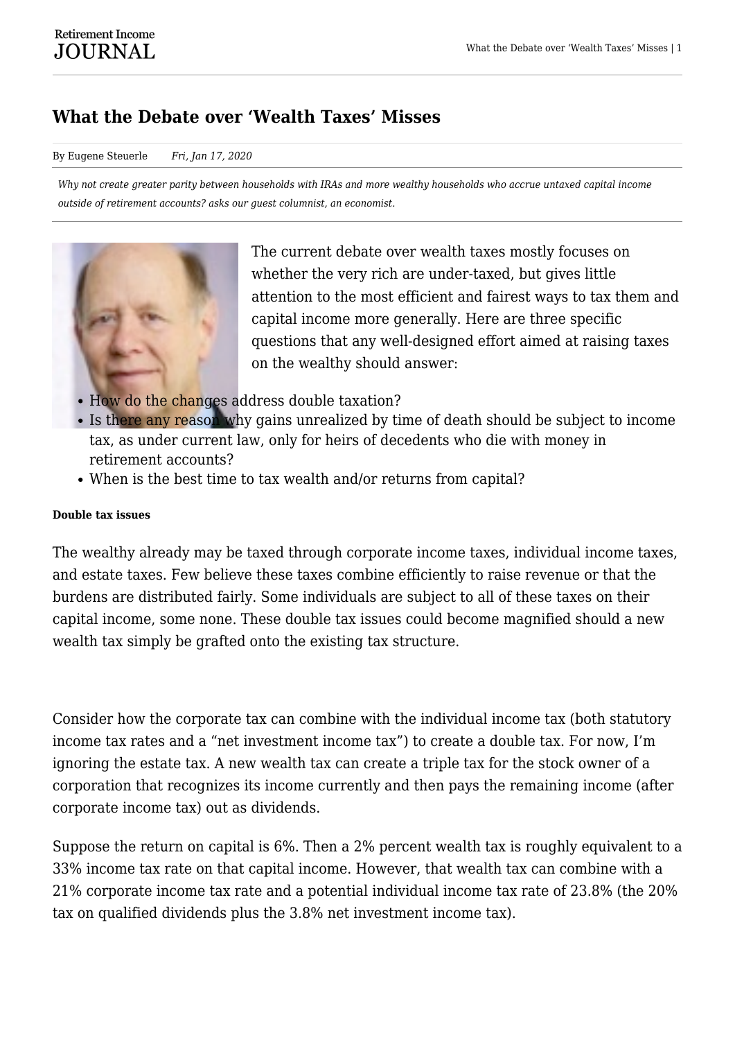# What the Debate over 'Wealth Taxes' Misses

By Eugene Steuerle    *Fri, Jan 17, 2020*

*Why not create greater parity between households with IRAs and more wealthy households who accrue untaxed capital income outside of retirement accounts? asks our guest columnist, an economist.*

The current debate over wealth taxes mostly focuses on whether the very rich are under-taxed, but gives little attention to the most efficient and fairest ways to tax them and capital income more generally. Here are three specific questions that any well-designed effort aimed at raising taxes on the wealthy should answer:

- How do the changes address double taxation?
- Is there any reason why gains unrealized by time of death should be subject to income tax, as under current law, only for heirs of decedents who die with money in retirement accounts?
- When is the best time to tax wealth and/or returns from capital?

**Double tax issues**

The wealthy already may be taxed through corporate income taxes, individual income taxes, and estate taxes. Few believe these taxes combine efficiently to raise revenue or that the burdens are distributed fairly. Some individuals are subject to all of these taxes on their capital income, some none. These double tax issues could become magnified should a new wealth tax simply be grafted onto the existing tax structure.

Consider how the corporate tax can combine with the individual income tax (both statutory income tax rates and a "net investment income tax") to create a double tax. For now, I'm ignoring the estate tax. A new wealth tax can create a triple tax for the stock owner of a corporation that recognizes its income currently and then pays the remaining income (after corporate income tax) out as dividends.

Suppose the return on capital is 6%. Then a 2% percent wealth tax is roughly equivalent to a 33% income tax rate on that capital income. However, that wealth tax can combine with a 21% corporate income tax rate and a potential individual income tax rate of 23.8% (the 20% tax on qualified dividends plus the 3.8% net investment income tax).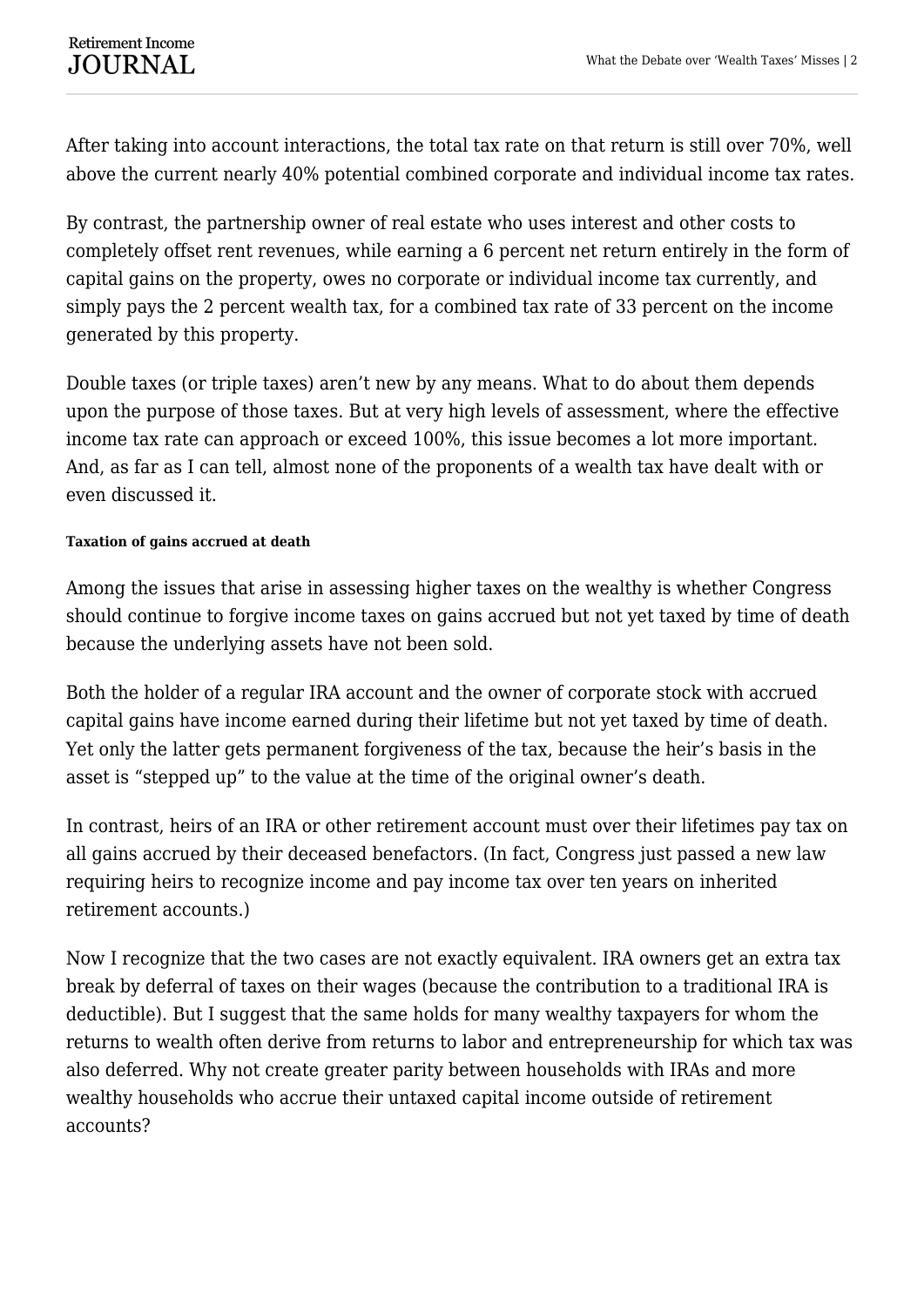After taking into account interactions, the total tax rate on that return is still over 70%, well above the current nearly 40% potential combined corporate and individual income tax rates.

By contrast, the partnership owner of real estate who uses interest and other costs to completely offset rent revenues, while earning a 6 percent net return entirely in the form of capital gains on the property, owes no corporate or individual income tax currently, and simply pays the 2 percent wealth tax, for a combined tax rate of 33 percent on the income generated by this property.

Double taxes (or triple taxes) aren't new by any means. What to do about them depends upon the purpose of those taxes. But at very high levels of assessment, where the effective income tax rate can approach or exceed 100%, this issue becomes a lot more important. And, as far as I can tell, almost none of the proponents of a wealth tax have dealt with or even discussed it.

#### Taxation of gains accrued at death

Among the issues that arise in assessing higher taxes on the wealthy is whether Congress should continue to forgive income taxes on gains accrued but not yet taxed by time of death because the underlying assets have not been sold.

Both the holder of a regular IRA account and the owner of corporate stock with accrued capital gains have income earned during their lifetime but not yet taxed by time of death. Yet only the latter gets permanent forgiveness of the tax, because the heir's basis in the asset is "stepped up" to the value at the time of the original owner's death.

In contrast, heirs of an IRA or other retirement account must over their lifetimes pay tax on all gains accrued by their deceased benefactors. (In fact, Congress just passed a new law requiring heirs to recognize income and pay income tax over ten years on inherited retirement accounts.)

Now I recognize that the two cases are not exactly equivalent. IRA owners get an extra tax break by deferral of taxes on their wages (because the contribution to a traditional IRA is deductible). But I suggest that the same holds for many wealthy taxpayers for whom the returns to wealth often derive from returns to labor and entrepreneurship for which tax was also deferred. Why not create greater parity between households with IRAs and more wealthy households who accrue their untaxed capital income outside of retirement accounts?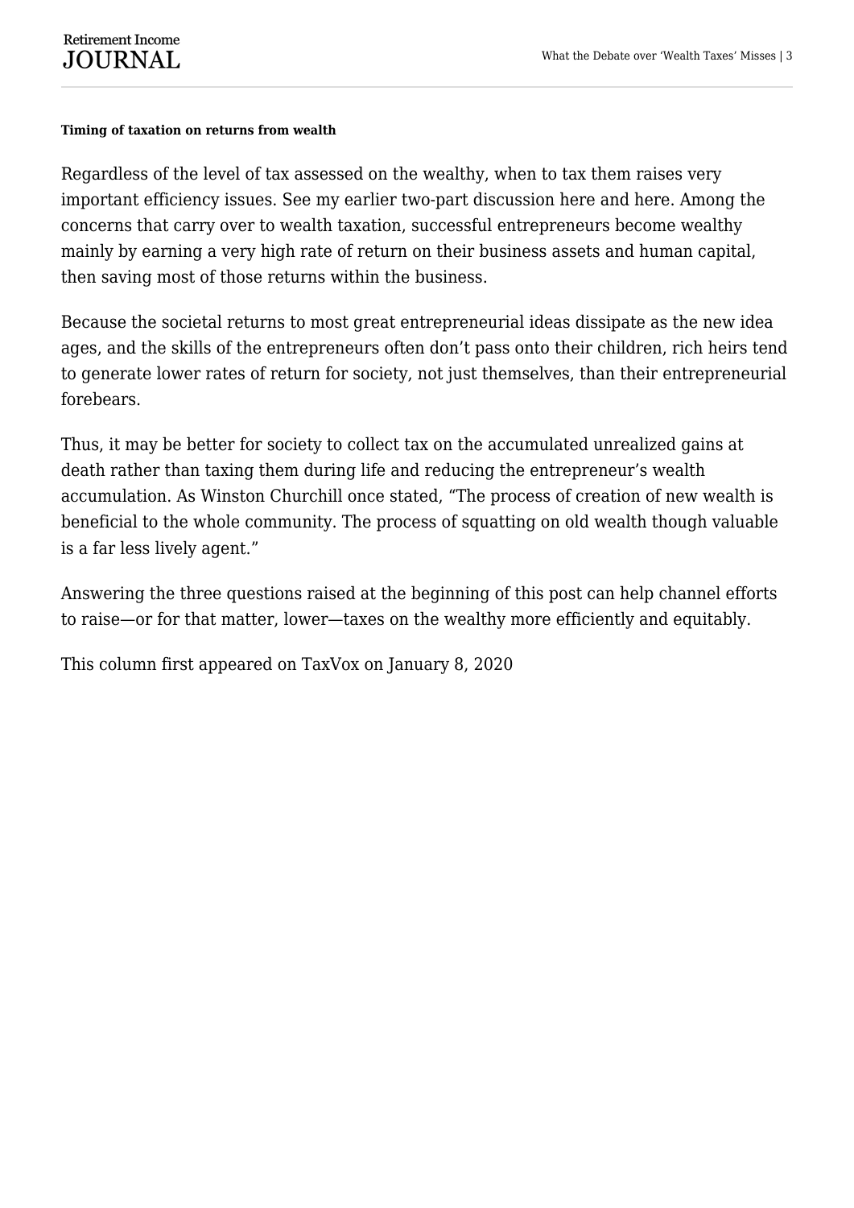**Timing of taxation on returns from wealth**

Regardless of the level of tax assessed on the wealthy, when to tax them raises very important efficiency issues. See my earlier two-part discussion here and here. Among the concerns that carry over to wealth taxation, successful entrepreneurs become wealthy mainly by earning a very high rate of return on their business assets and human capital, then saving most of those returns within the business.

Because the societal returns to most great entrepreneurial ideas dissipate as the new idea ages, and the skills of the entrepreneurs often don't pass onto their children, rich heirs tend to generate lower rates of return for society, not just themselves, than their entrepreneurial forebears.

Thus, it may be better for society to collect tax on the accumulated unrealized gains at death rather than taxing them during life and reducing the entrepreneur's wealth accumulation. As Winston Churchill once stated, "The process of creation of new wealth is beneficial to the whole community. The process of squatting on old wealth though valuable is a far less lively agent."

Answering the three questions raised at the beginning of this post can help channel efforts to raise—or for that matter, lower—taxes on the wealthy more efficiently and equitably.

This column first appeared on TaxVox on January 8, 2020